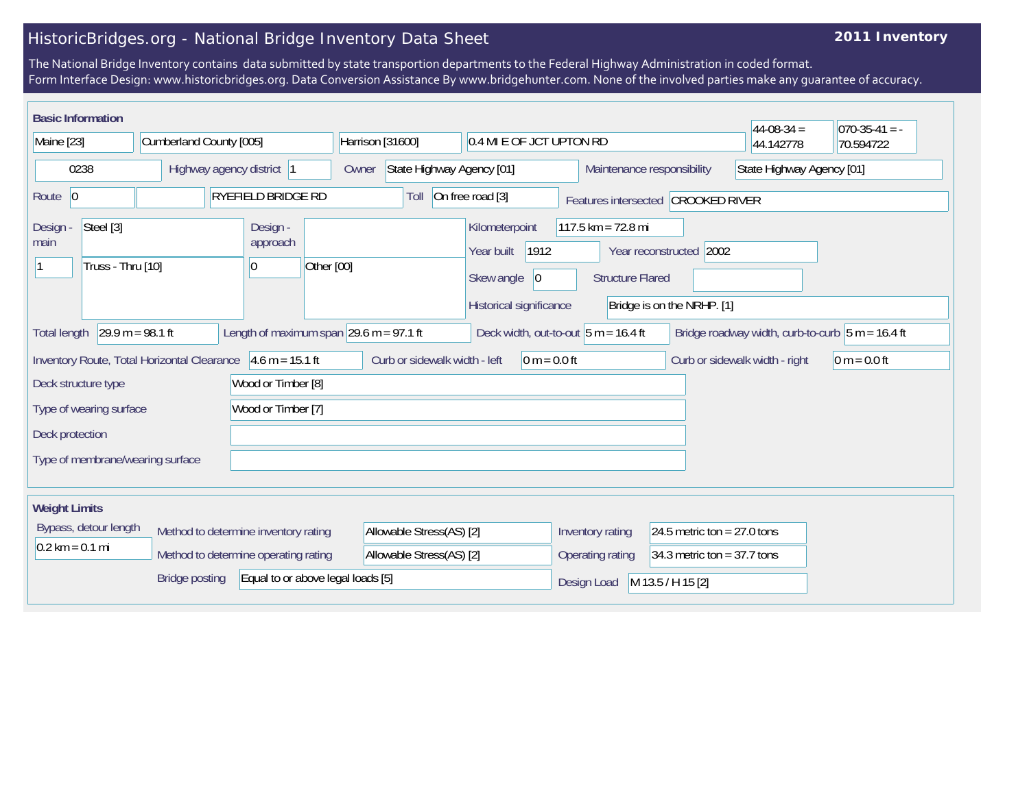# HistoricBridges.org - National Bridge Inventory Data Sheet

**2011 Inventory**

The National Bridge Inventory contains data submitted by state transportion departments to the Federal Highway Administration in coded format.
Form Interface Design: www.historicbridges.org. Data Conversion Assistance By www.bridgehunter.com. None of the involved parties make any guarantee of accuracy.

## Basic Information

| Field | Value |
|---|---|
| State | Maine [23] |
| County | Cumberland County [005] |
| Place | Harrison [31600] |
| Location | 0.4 MI E OF JCT UPTON RD |
| Latitude | 44-08-34 = 44.142778 |
| Longitude | 070-35-41 = -70.594722 |
| Structure number | 0238 |
| Highway agency district | 1 |
| Owner | State Highway Agency [01] |
| Maintenance responsibility | State Highway Agency [01] |
| Route | 0 |
| Facility carried | RYEFIELD BRIDGE RD |
| Toll | On free road [3] |
| Features intersected | CROOKED RIVER |
| Design - main | Steel [3]; 1; Truss - Thru [10] |
| Design - approach | 0; Other [00] |
| Kilometerpoint | 117.5 km = 72.8 mi |
| Year built | 1912 |
| Year reconstructed | 2002 |
| Skew angle | 0 |
| Structure Flared | |
| Historical significance | Bridge is on the NRHP. [1] |
| Total length | 29.9 m = 98.1 ft |
| Length of maximum span | 29.6 m = 97.1 ft |
| Deck width, out-to-out | 5 m = 16.4 ft |
| Bridge roadway width, curb-to-curb | 5 m = 16.4 ft |
| Inventory Route, Total Horizontal Clearance | 4.6 m = 15.1 ft |
| Curb or sidewalk width - left | 0 m = 0.0 ft |
| Curb or sidewalk width - right | 0 m = 0.0 ft |
| Deck structure type | Wood or Timber [8] |
| Type of wearing surface | Wood or Timber [7] |
| Deck protection | |
| Type of membrane/wearing surface | |

## Weight Limits

| Field | Value |
|---|---|
| Bypass, detour length | 0.2 km = 0.1 mi |
| Method to determine inventory rating | Allowable Stress(AS) [2] |
| Method to determine operating rating | Allowable Stress(AS) [2] |
| Bridge posting | Equal to or above legal loads [5] |
| Inventory rating | 24.5 metric ton = 27.0 tons |
| Operating rating | 34.3 metric ton = 37.7 tons |
| Design Load | M 13.5 / H 15 [2] |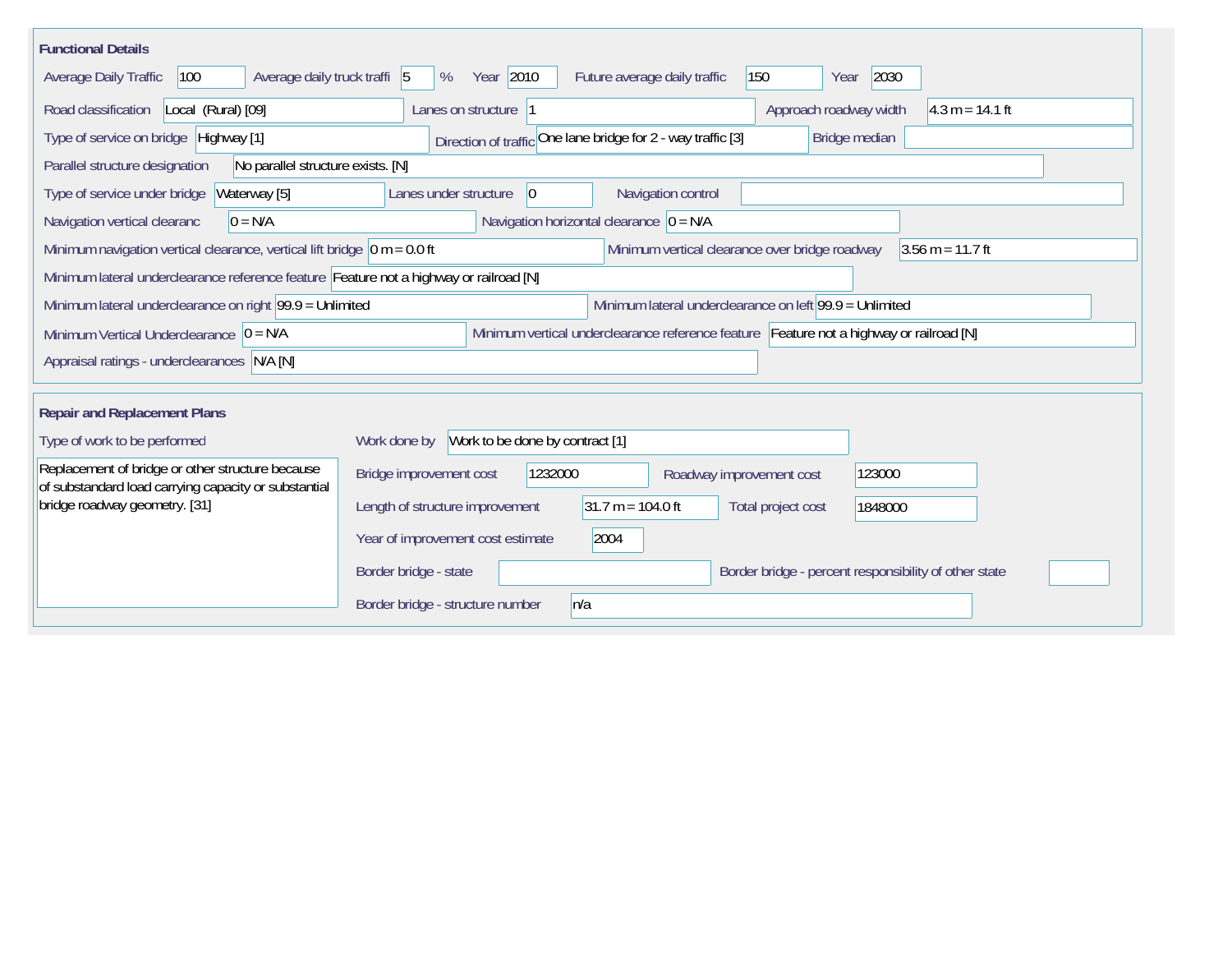## Functional Details

Average Daily Traffic: 100
Average daily truck traffi: 5 %
Year: 2010
Future average daily traffic: 150
Year: 2030

Road classification: Local (Rural) [09]
Lanes on structure: 1
Approach roadway width: 4.3 m = 14.1 ft

Type of service on bridge: Highway [1]
Direction of traffic: One lane bridge for 2 - way traffic [3]
Bridge median:

Parallel structure designation: No parallel structure exists. [N]

Type of service under bridge: Waterway [5]
Lanes under structure: 0
Navigation control:

Navigation vertical clearanc: 0 = N/A
Navigation horizontal clearance: 0 = N/A

Minimum navigation vertical clearance, vertical lift bridge: 0 m = 0.0 ft
Minimum vertical clearance over bridge roadway: 3.56 m = 11.7 ft

Minimum lateral underclearance reference feature: Feature not a highway or railroad [N]

Minimum lateral underclearance on right: 99.9 = Unlimited
Minimum lateral underclearance on left: 99.9 = Unlimited

Minimum Vertical Underclearance: 0 = N/A
Minimum vertical underclearance reference feature: Feature not a highway or railroad [N]

Appraisal ratings - underclearances: N/A [N]

## Repair and Replacement Plans

Type of work to be performed:
Replacement of bridge or other structure because of substandard load carrying capacity or substantial bridge roadway geometry. [31]

Work done by: Work to be done by contract [1]

Bridge improvement cost: 1232000
Roadway improvement cost: 123000

Length of structure improvement: 31.7 m = 104.0 ft
Total project cost: 1848000

Year of improvement cost estimate: 2004

Border bridge - state:
Border bridge - percent responsibility of other state:

Border bridge - structure number: n/a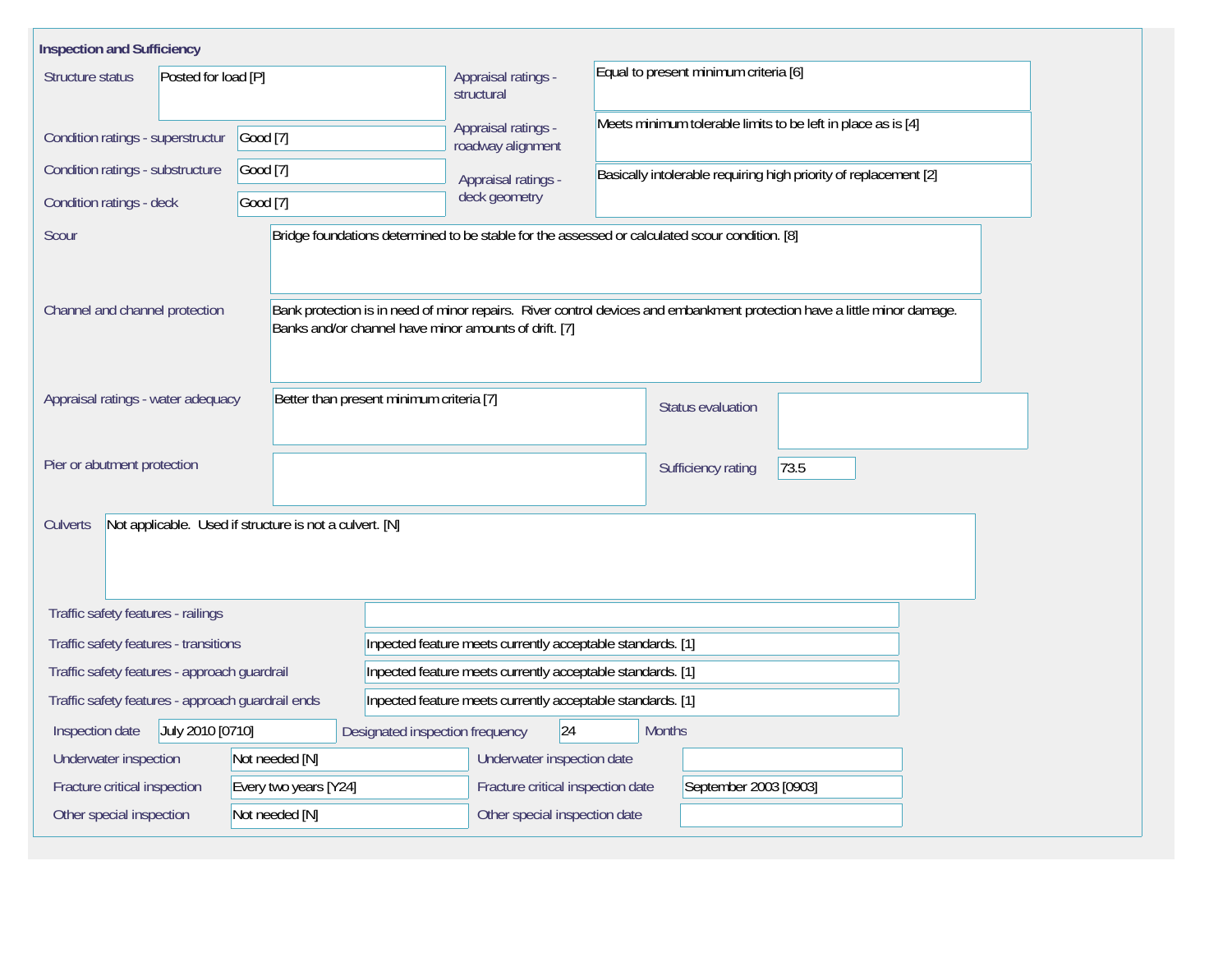## Inspection and Sufficiency

| Field | Value |
|---|---|
| Structure status | Posted for load [P] |
| Condition ratings - superstructur | Good [7] |
| Condition ratings - substructure | Good [7] |
| Condition ratings - deck | Good [7] |
| Appraisal ratings - structural | Equal to present minimum criteria [6] |
| Appraisal ratings - roadway alignment | Meets minimum tolerable limits to be left in place as is [4] |
| Appraisal ratings - deck geometry | Basically intolerable requiring high priority of replacement [2] |
| Scour | Bridge foundations determined to be stable for the assessed or calculated scour condition. [8] |
| Channel and channel protection | Bank protection is in need of minor repairs. River control devices and embankment protection have a little minor damage. Banks and/or channel have minor amounts of drift. [7] |
| Appraisal ratings - water adequacy | Better than present minimum criteria [7] |
| Status evaluation | |
| Pier or abutment protection | |
| Sufficiency rating | 73.5 |
| Culverts | Not applicable. Used if structure is not a culvert. [N] |
| Traffic safety features - railings | |
| Traffic safety features - transitions | Inpected feature meets currently acceptable standards. [1] |
| Traffic safety features - approach guardrail | Inpected feature meets currently acceptable standards. [1] |
| Traffic safety features - approach guardrail ends | Inpected feature meets currently acceptable standards. [1] |
| Inspection date | July 2010 [0710] |
| Designated inspection frequency | 24 Months |
| Underwater inspection | Not needed [N] |
| Underwater inspection date | |
| Fracture critical inspection | Every two years [Y24] |
| Fracture critical inspection date | September 2003 [0903] |
| Other special inspection | Not needed [N] |
| Other special inspection date | |